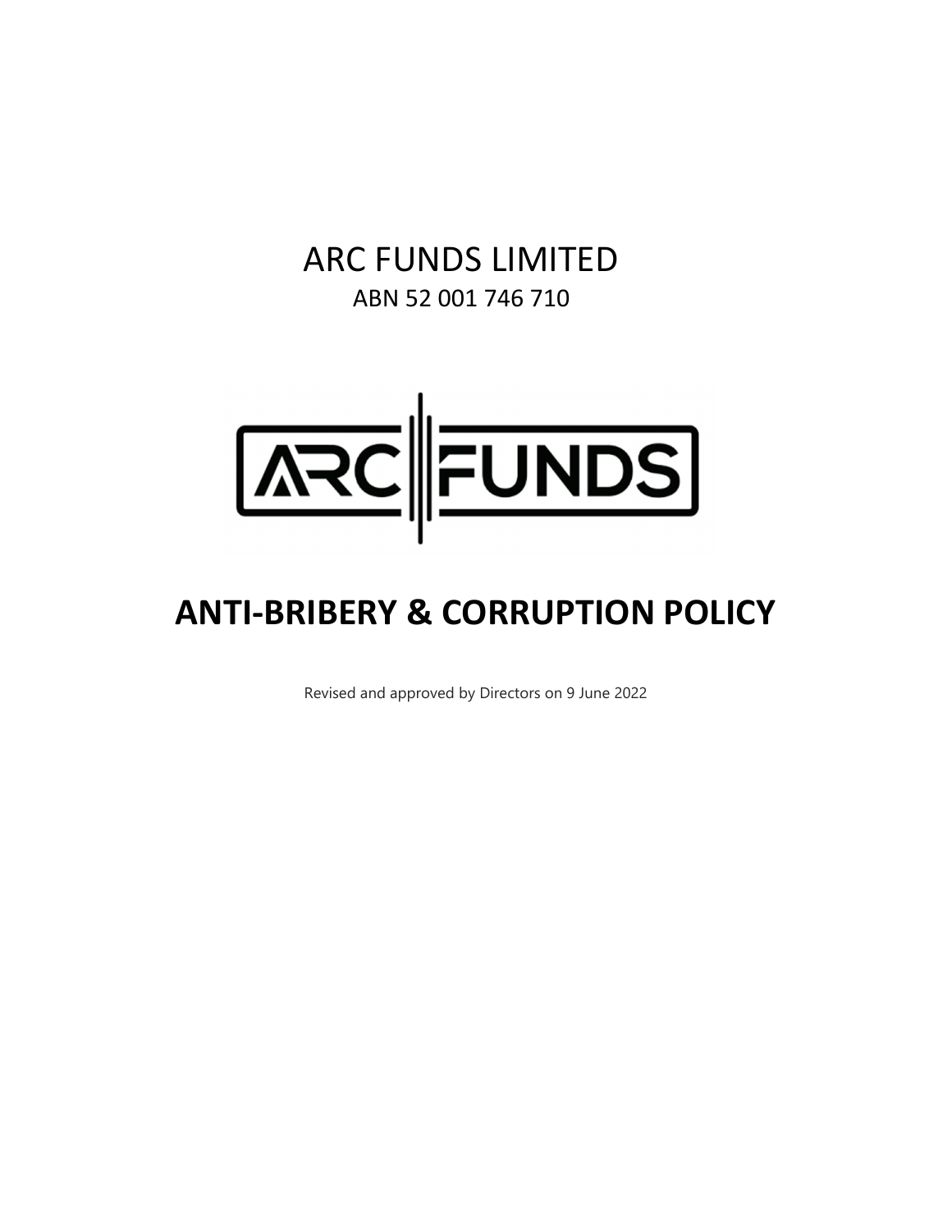# ARC FUNDS LIMITED

ABN 52 001 746 710

# ANTI-BRIBERY & CORRUPTION POLICY

Revised and approved by Directors on 9 June 2022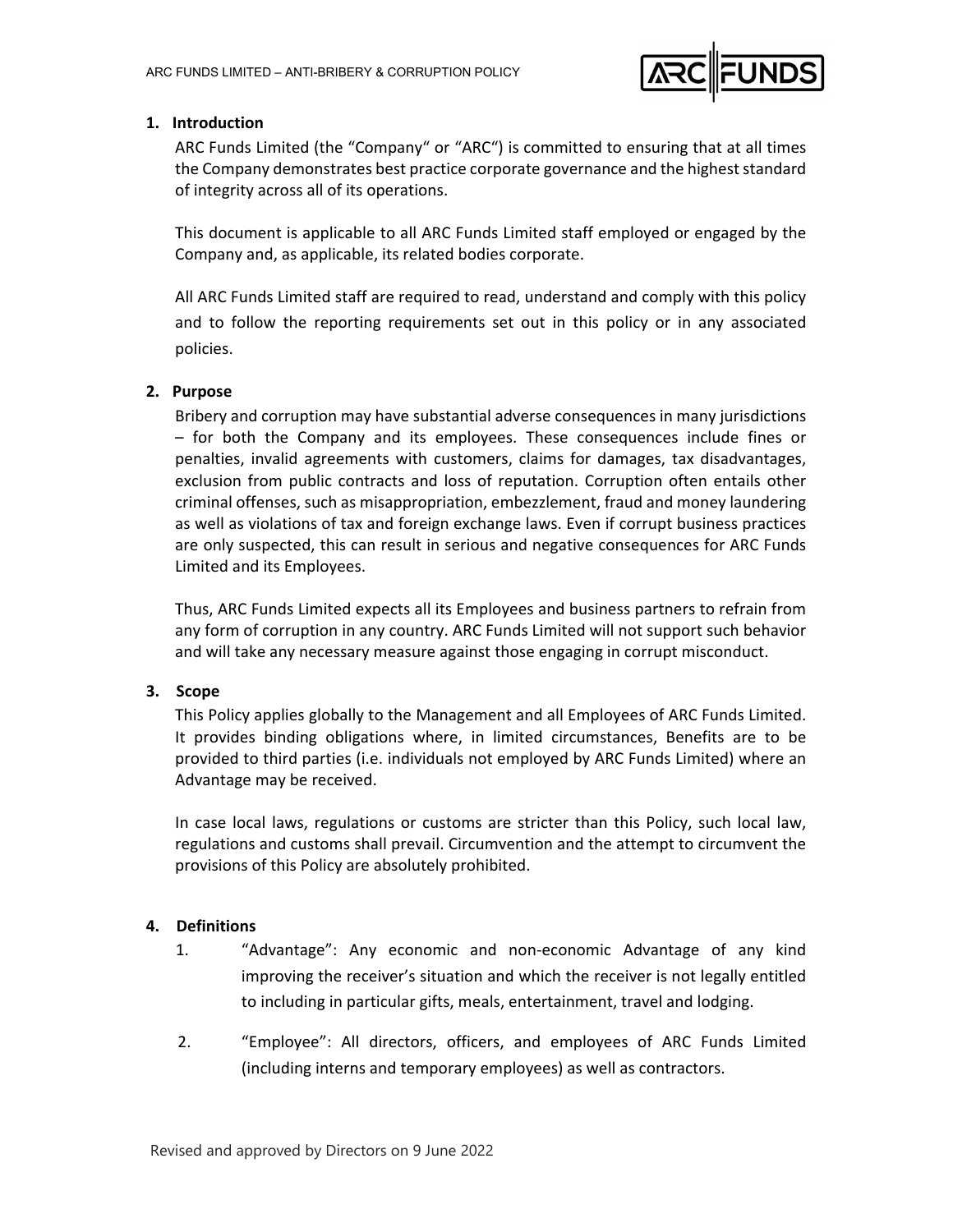## 1. Introduction

ARC Funds Limited (the "Company" or "ARC") is committed to ensuring that at all times the Company demonstrates best practice corporate governance and the highest standard of integrity across all of its operations.

This document is applicable to all ARC Funds Limited staff employed or engaged by the Company and, as applicable, its related bodies corporate.

All ARC Funds Limited staff are required to read, understand and comply with this policy and to follow the reporting requirements set out in this policy or in any associated policies.

## 2. Purpose

Bribery and corruption may have substantial adverse consequences in many jurisdictions – for both the Company and its employees. These consequences include fines or penalties, invalid agreements with customers, claims for damages, tax disadvantages, exclusion from public contracts and loss of reputation. Corruption often entails other criminal offenses, such as misappropriation, embezzlement, fraud and money laundering as well as violations of tax and foreign exchange laws. Even if corrupt business practices are only suspected, this can result in serious and negative consequences for ARC Funds Limited and its Employees.

Thus, ARC Funds Limited expects all its Employees and business partners to refrain from any form of corruption in any country. ARC Funds Limited will not support such behavior and will take any necessary measure against those engaging in corrupt misconduct.

## 3. Scope

This Policy applies globally to the Management and all Employees of ARC Funds Limited. It provides binding obligations where, in limited circumstances, Benefits are to be provided to third parties (i.e. individuals not employed by ARC Funds Limited) where an Advantage may be received.

In case local laws, regulations or customs are stricter than this Policy, such local law, regulations and customs shall prevail. Circumvention and the attempt to circumvent the provisions of this Policy are absolutely prohibited.

## 4. Definitions

1. "Advantage": Any economic and non-economic Advantage of any kind improving the receiver's situation and which the receiver is not legally entitled to including in particular gifts, meals, entertainment, travel and lodging.
2. "Employee": All directors, officers, and employees of ARC Funds Limited (including interns and temporary employees) as well as contractors.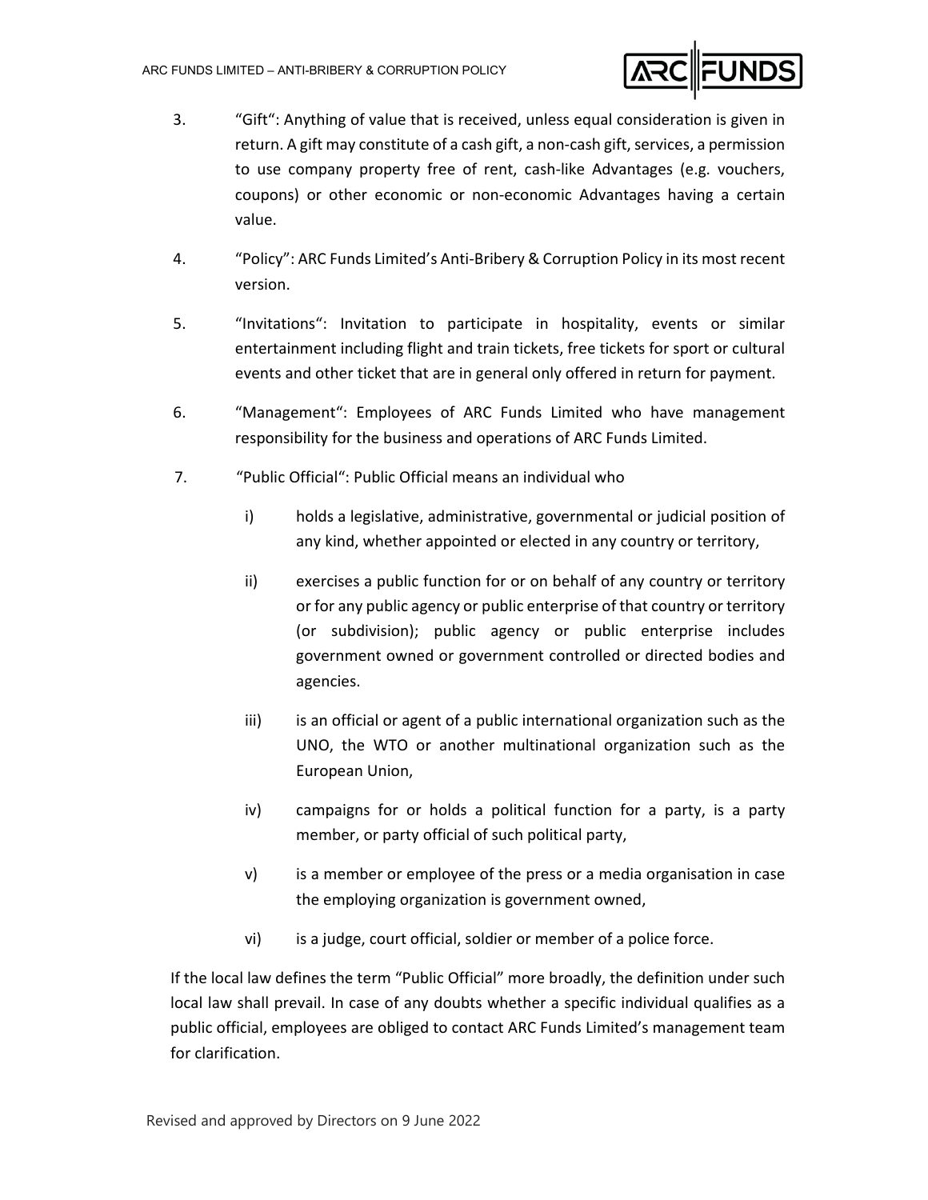3. "Gift": Anything of value that is received, unless equal consideration is given in return. A gift may constitute of a cash gift, a non-cash gift, services, a permission to use company property free of rent, cash-like Advantages (e.g. vouchers, coupons) or other economic or non-economic Advantages having a certain value.

4. "Policy": ARC Funds Limited's Anti-Bribery & Corruption Policy in its most recent version.

5. "Invitations": Invitation to participate in hospitality, events or similar entertainment including flight and train tickets, free tickets for sport or cultural events and other ticket that are in general only offered in return for payment.

6. "Management": Employees of ARC Funds Limited who have management responsibility for the business and operations of ARC Funds Limited.

7. "Public Official": Public Official means an individual who

   i) holds a legislative, administrative, governmental or judicial position of any kind, whether appointed or elected in any country or territory,

   ii) exercises a public function for or on behalf of any country or territory or for any public agency or public enterprise of that country or territory (or subdivision); public agency or public enterprise includes government owned or government controlled or directed bodies and agencies.

   iii) is an official or agent of a public international organization such as the UNO, the WTO or another multinational organization such as the European Union,

   iv) campaigns for or holds a political function for a party, is a party member, or party official of such political party,

   v) is a member or employee of the press or a media organisation in case the employing organization is government owned,

   vi) is a judge, court official, soldier or member of a police force.

If the local law defines the term "Public Official" more broadly, the definition under such local law shall prevail. In case of any doubts whether a specific individual qualifies as a public official, employees are obliged to contact ARC Funds Limited's management team for clarification.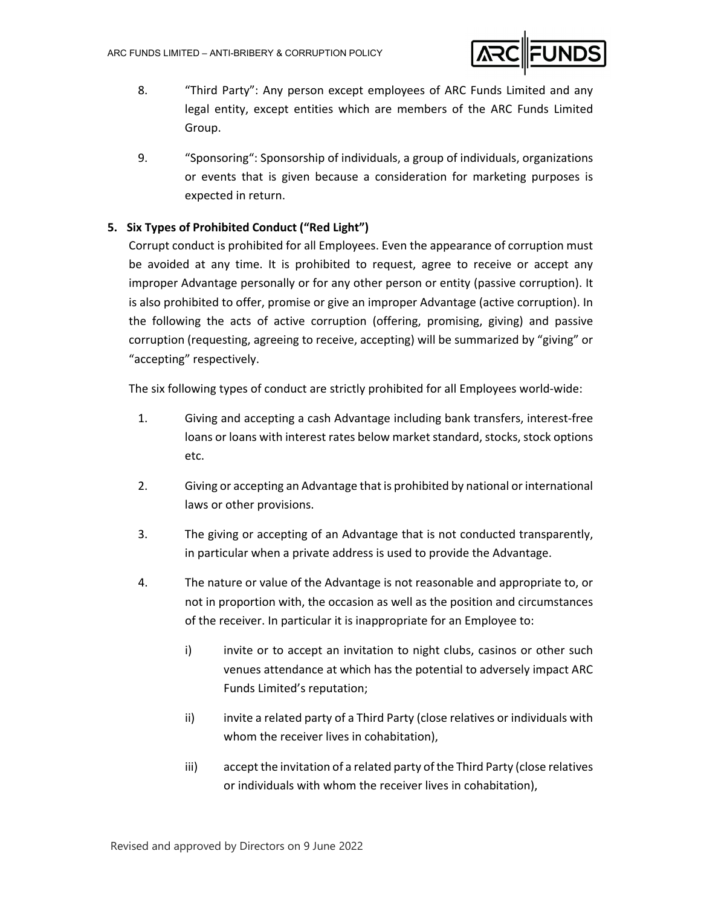8. "Third Party": Any person except employees of ARC Funds Limited and any legal entity, except entities which are members of the ARC Funds Limited Group.

9. "Sponsoring": Sponsorship of individuals, a group of individuals, organizations or events that is given because a consideration for marketing purposes is expected in return.

## 5. Six Types of Prohibited Conduct ("Red Light")

Corrupt conduct is prohibited for all Employees. Even the appearance of corruption must be avoided at any time. It is prohibited to request, agree to receive or accept any improper Advantage personally or for any other person or entity (passive corruption). It is also prohibited to offer, promise or give an improper Advantage (active corruption). In the following the acts of active corruption (offering, promising, giving) and passive corruption (requesting, agreeing to receive, accepting) will be summarized by "giving" or "accepting" respectively.

The six following types of conduct are strictly prohibited for all Employees world-wide:

1. Giving and accepting a cash Advantage including bank transfers, interest-free loans or loans with interest rates below market standard, stocks, stock options etc.

2. Giving or accepting an Advantage that is prohibited by national or international laws or other provisions.

3. The giving or accepting of an Advantage that is not conducted transparently, in particular when a private address is used to provide the Advantage.

4. The nature or value of the Advantage is not reasonable and appropriate to, or not in proportion with, the occasion as well as the position and circumstances of the receiver. In particular it is inappropriate for an Employee to:

   i) invite or to accept an invitation to night clubs, casinos or other such venues attendance at which has the potential to adversely impact ARC Funds Limited's reputation;

   ii) invite a related party of a Third Party (close relatives or individuals with whom the receiver lives in cohabitation),

   iii) accept the invitation of a related party of the Third Party (close relatives or individuals with whom the receiver lives in cohabitation),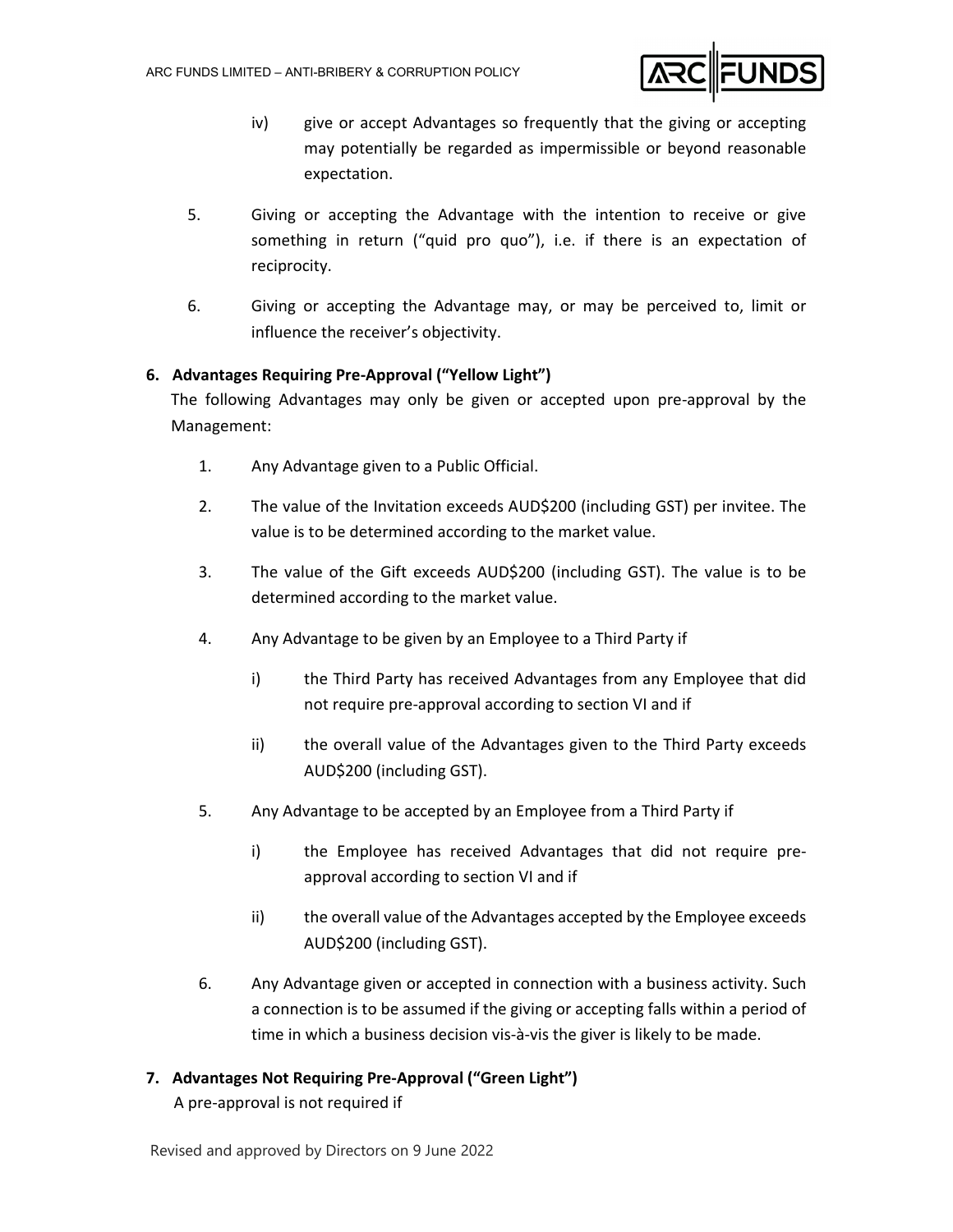iv) give or accept Advantages so frequently that the giving or accepting may potentially be regarded as impermissible or beyond reasonable expectation.

5. Giving or accepting the Advantage with the intention to receive or give something in return ("quid pro quo"), i.e. if there is an expectation of reciprocity.

6. Giving or accepting the Advantage may, or may be perceived to, limit or influence the receiver's objectivity.

## 6. Advantages Requiring Pre-Approval ("Yellow Light")

The following Advantages may only be given or accepted upon pre-approval by the Management:

1. Any Advantage given to a Public Official.

2. The value of the Invitation exceeds AUD$200 (including GST) per invitee. The value is to be determined according to the market value.

3. The value of the Gift exceeds AUD$200 (including GST). The value is to be determined according to the market value.

4. Any Advantage to be given by an Employee to a Third Party if

   i) the Third Party has received Advantages from any Employee that did not require pre-approval according to section VI and if

   ii) the overall value of the Advantages given to the Third Party exceeds AUD$200 (including GST).

5. Any Advantage to be accepted by an Employee from a Third Party if

   i) the Employee has received Advantages that did not require pre-approval according to section VI and if

   ii) the overall value of the Advantages accepted by the Employee exceeds AUD$200 (including GST).

6. Any Advantage given or accepted in connection with a business activity. Such a connection is to be assumed if the giving or accepting falls within a period of time in which a business decision vis-à-vis the giver is likely to be made.

## 7. Advantages Not Requiring Pre-Approval ("Green Light")

A pre-approval is not required if

Revised and approved by Directors on 9 June 2022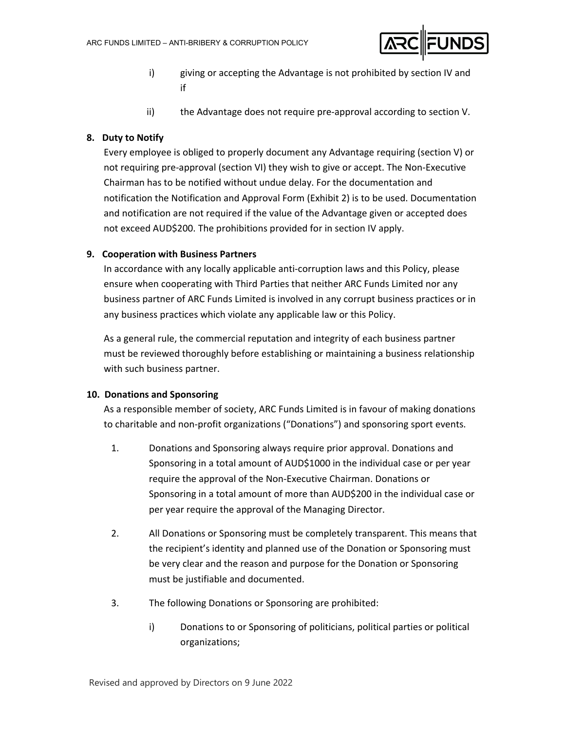i) giving or accepting the Advantage is not prohibited by section IV and if

ii) the Advantage does not require pre-approval according to section V.

**8. Duty to Notify**

Every employee is obliged to properly document any Advantage requiring (section V) or not requiring pre-approval (section VI) they wish to give or accept. The Non-Executive Chairman has to be notified without undue delay. For the documentation and notification the Notification and Approval Form (Exhibit 2) is to be used. Documentation and notification are not required if the value of the Advantage given or accepted does not exceed AUD$200. The prohibitions provided for in section IV apply.

**9. Cooperation with Business Partners**

In accordance with any locally applicable anti-corruption laws and this Policy, please ensure when cooperating with Third Parties that neither ARC Funds Limited nor any business partner of ARC Funds Limited is involved in any corrupt business practices or in any business practices which violate any applicable law or this Policy.

As a general rule, the commercial reputation and integrity of each business partner must be reviewed thoroughly before establishing or maintaining a business relationship with such business partner.

**10. Donations and Sponsoring**

As a responsible member of society, ARC Funds Limited is in favour of making donations to charitable and non-profit organizations ("Donations") and sponsoring sport events.

1. Donations and Sponsoring always require prior approval. Donations and Sponsoring in a total amount of AUD$1000 in the individual case or per year require the approval of the Non-Executive Chairman. Donations or Sponsoring in a total amount of more than AUD$200 in the individual case or per year require the approval of the Managing Director.

2. All Donations or Sponsoring must be completely transparent. This means that the recipient's identity and planned use of the Donation or Sponsoring must be very clear and the reason and purpose for the Donation or Sponsoring must be justifiable and documented.

3. The following Donations or Sponsoring are prohibited:

   i) Donations to or Sponsoring of politicians, political parties or political organizations;

Revised and approved by Directors on 9 June 2022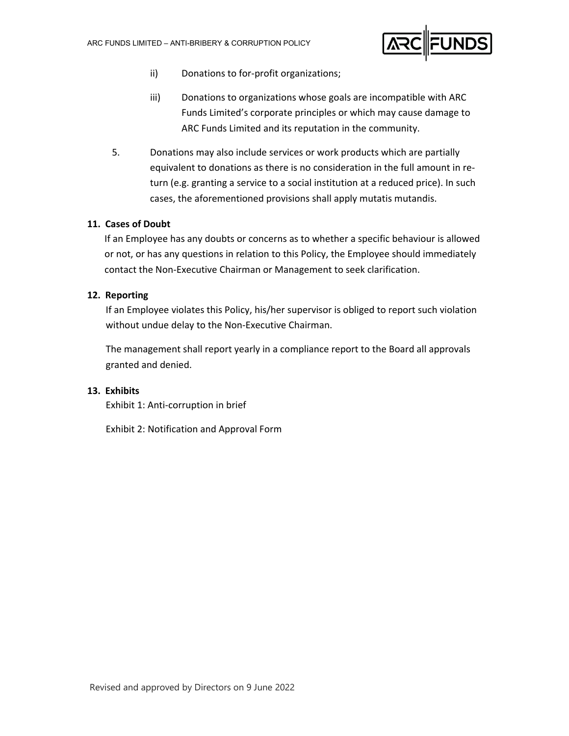ii) Donations to for-profit organizations;

iii) Donations to organizations whose goals are incompatible with ARC Funds Limited's corporate principles or which may cause damage to ARC Funds Limited and its reputation in the community.

5. Donations may also include services or work products which are partially equivalent to donations as there is no consideration in the full amount in return (e.g. granting a service to a social institution at a reduced price). In such cases, the aforementioned provisions shall apply mutatis mutandis.

## 11. Cases of Doubt

If an Employee has any doubts or concerns as to whether a specific behaviour is allowed or not, or has any questions in relation to this Policy, the Employee should immediately contact the Non-Executive Chairman or Management to seek clarification.

## 12. Reporting

If an Employee violates this Policy, his/her supervisor is obliged to report such violation without undue delay to the Non-Executive Chairman.

The management shall report yearly in a compliance report to the Board all approvals granted and denied.

## 13. Exhibits

Exhibit 1: Anti-corruption in brief

Exhibit 2: Notification and Approval Form

Revised and approved by Directors on 9 June 2022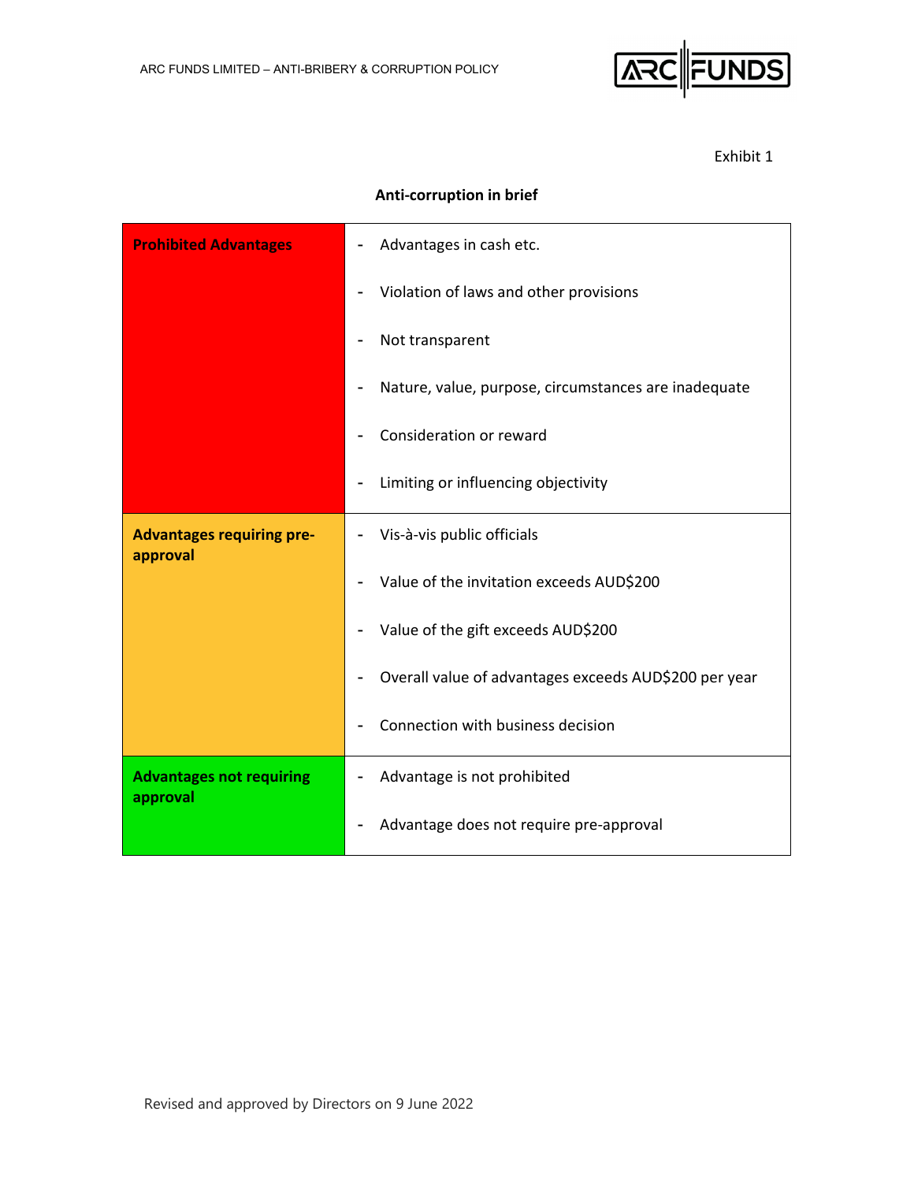Exhibit 1

**Anti-corruption in brief**

| | |
|---|---|
| **Prohibited Advantages** | - Advantages in cash etc.<br>- Violation of laws and other provisions<br>- Not transparent<br>- Nature, value, purpose, circumstances are inadequate<br>- Consideration or reward<br>- Limiting or influencing objectivity |
| **Advantages requiring pre-approval** | - Vis-à-vis public officials<br>- Value of the invitation exceeds AUD$200<br>- Value of the gift exceeds AUD$200<br>- Overall value of advantages exceeds AUD$200 per year<br>- Connection with business decision |
| **Advantages not requiring approval** | - Advantage is not prohibited<br>- Advantage does not require pre-approval |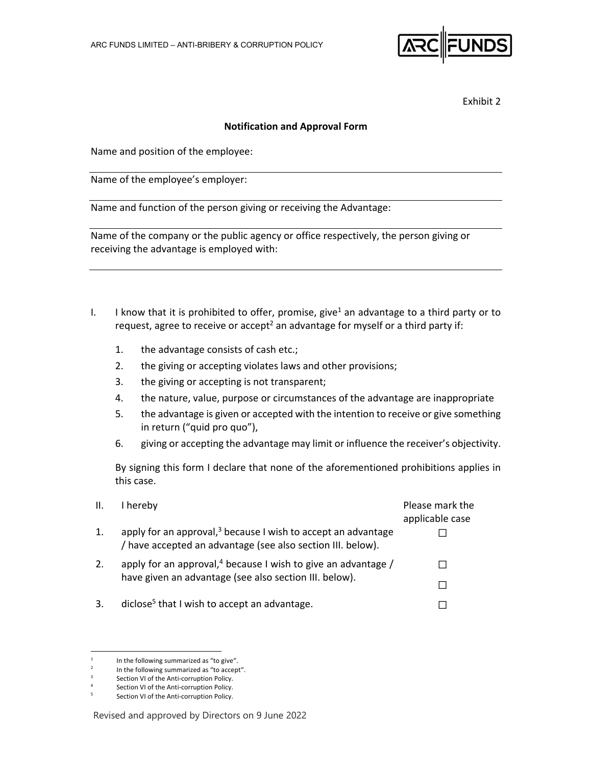Exhibit 2

**Notification and Approval Form**

Name and position of the employee:

---

Name of the employee's employer:

---

Name and function of the person giving or receiving the Advantage:

---

Name of the company or the public agency or office respectively, the person giving or receiving the advantage is employed with:

---

I. I know that it is prohibited to offer, promise, give[1] an advantage to a third party or to request, agree to receive or accept[2] an advantage for myself or a third party if:

1. the advantage consists of cash etc.;
2. the giving or accepting violates laws and other provisions;
3. the giving or accepting is not transparent;
4. the nature, value, purpose or circumstances of the advantage are inappropriate
5. the advantage is given or accepted with the intention to receive or give something in return ("quid pro quo"),
6. giving or accepting the advantage may limit or influence the receiver's objectivity.

By signing this form I declare that none of the aforementioned prohibitions applies in this case.

| II. | I hereby | Please mark the applicable case |
|---|---|---|
| 1. | apply for an approval,[3] because I wish to accept an advantage / have accepted an advantage (see also section III. below). | ☐ |
| 2. | apply for an approval,[4] because I wish to give an advantage / have given an advantage (see also section III. below). | ☐<br>☐ |
| 3. | diclose[5] that I wish to accept an advantage. | ☐ |

---

[1] In the following summarized as "to give".
[2] In the following summarized as "to accept".
[3] Section VI of the Anti-corruption Policy.
[4] Section VI of the Anti-corruption Policy.
[5] Section VI of the Anti-corruption Policy.

Revised and approved by Directors on 9 June 2022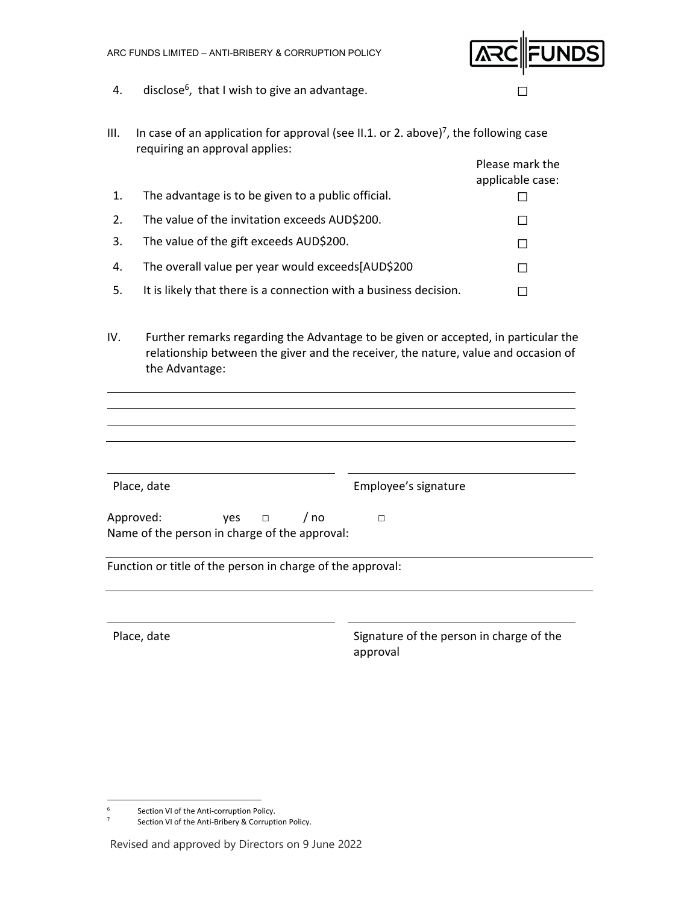4. disclose[6], that I wish to give an advantage. ☐

III. In case of an application for approval (see II.1. or 2. above)[7], the following case requiring an approval applies:

| | | Please mark the applicable case: |
|---|---|---|
| 1. | The advantage is to be given to a public official. | ☐ |
| 2. | The value of the invitation exceeds AUD$200. | ☐ |
| 3. | The value of the gift exceeds AUD$200. | ☐ |
| 4. | The overall value per year would exceeds[AUD$200 | ☐ |
| 5. | It is likely that there is a connection with a business decision. | ☐ |

IV. Further remarks regarding the Advantage to be given or accepted, in particular the relationship between the giver and the receiver, the nature, value and occasion of the Advantage:

\_\_\_\_\_\_\_\_\_\_\_\_\_\_\_\_\_\_\_\_\_\_\_\_\_\_\_\_\_\_\_\_\_\_\_\_\_\_\_\_\_\_\_\_\_\_\_\_\_\_\_\_\_\_\_\_\_\_\_\_\_\_\_\_\_\_\_\_

\_\_\_\_\_\_\_\_\_\_\_\_\_\_\_\_\_\_\_\_\_\_\_\_\_\_\_\_\_\_\_\_\_\_\_\_\_\_\_\_\_\_\_\_\_\_\_\_\_\_\_\_\_\_\_\_\_\_\_\_\_\_\_\_\_\_\_\_

\_\_\_\_\_\_\_\_\_\_\_\_\_\_\_\_\_\_\_\_\_\_\_\_\_\_\_\_\_\_\_\_\_\_\_\_\_\_\_\_\_\_\_\_\_\_\_\_\_\_\_\_\_\_\_\_\_\_\_\_\_\_\_\_\_\_\_\_

\_\_\_\_\_\_\_\_\_\_\_\_\_\_\_\_\_\_\_\_\_\_\_\_\_\_\_\_\_\_\_\_\_\_\_\_\_\_\_\_\_\_\_\_\_\_\_\_\_\_\_\_\_\_\_\_\_\_\_\_\_\_\_\_\_\_\_\_

| | |
|---|---|
| Place, date | Employee's signature |

Approved: yes ☐ / no ☐

Name of the person in charge of the approval:

Function or title of the person in charge of the approval:

| | |
|---|---|
| Place, date | Signature of the person in charge of the approval |

[6] Section VI of the Anti-corruption Policy.

[7] Section VI of the Anti-Bribery & Corruption Policy.

Revised and approved by Directors on 9 June 2022